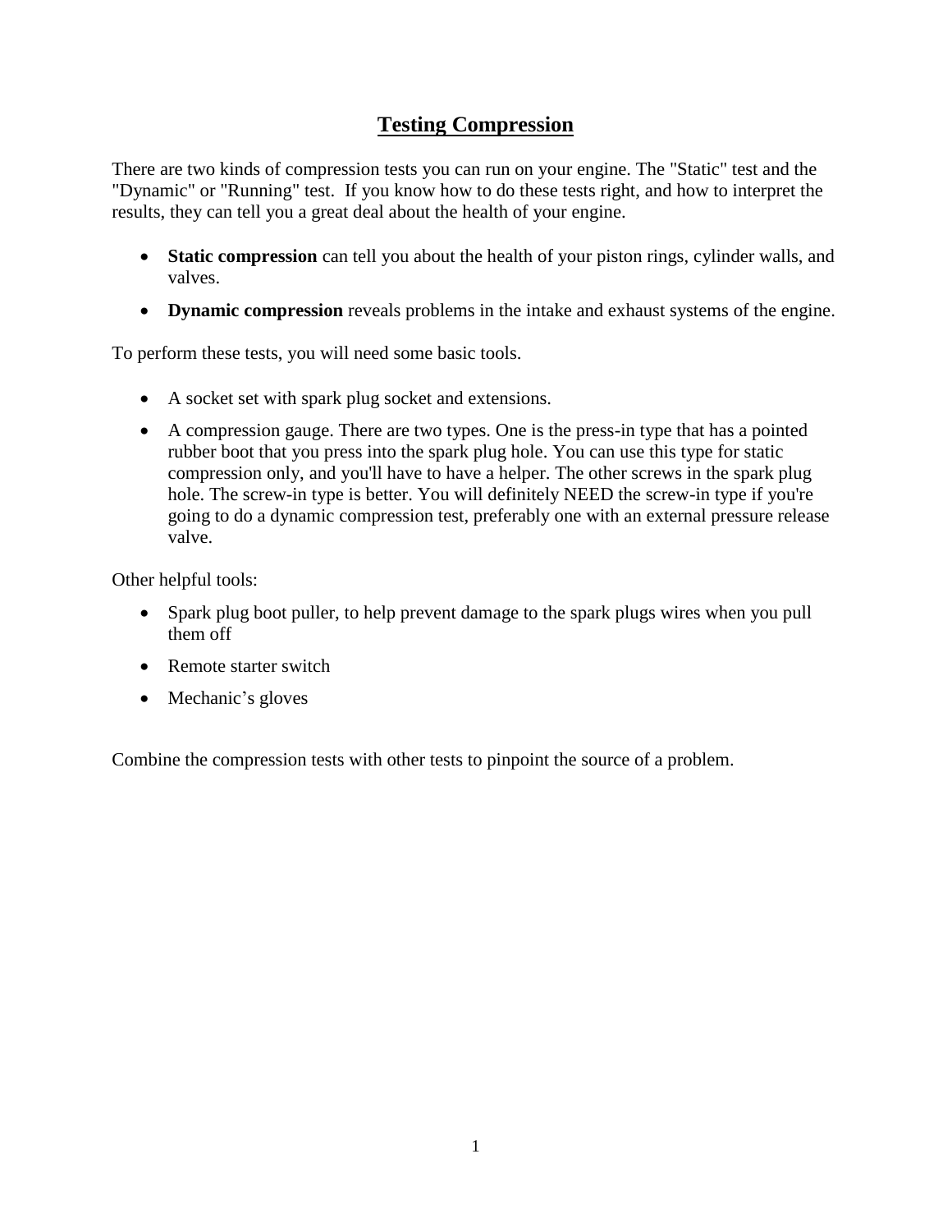# Testing Compression

There are two kinds of compression tests you can run on your engine. The "Static" test and the "Dynamic" or "Running" test. If you know how to do these tests right, and how to interpret the results, they can tell you a great deal about the health of your engine.

- **Static compression** can tell you about the health of your piston rings, cylinder walls, and valves.
- **Dynamic compression** reveals problems in the intake and exhaust systems of the engine.

To perform these tests, you will need some basic tools.

- A socket set with spark plug socket and extensions.
- A compression gauge. There are two types. One is the press-in type that has a pointed rubber boot that you press into the spark plug hole. You can use this type for static compression only, and you'll have to have a helper. The other screws in the spark plug hole. The screw-in type is better. You will definitely NEED the screw-in type if you're going to do a dynamic compression test, preferably one with an external pressure release valve.

Other helpful tools:

- Spark plug boot puller, to help prevent damage to the spark plugs wires when you pull them off
- Remote starter switch
- Mechanic's gloves

Combine the compression tests with other tests to pinpoint the source of a problem.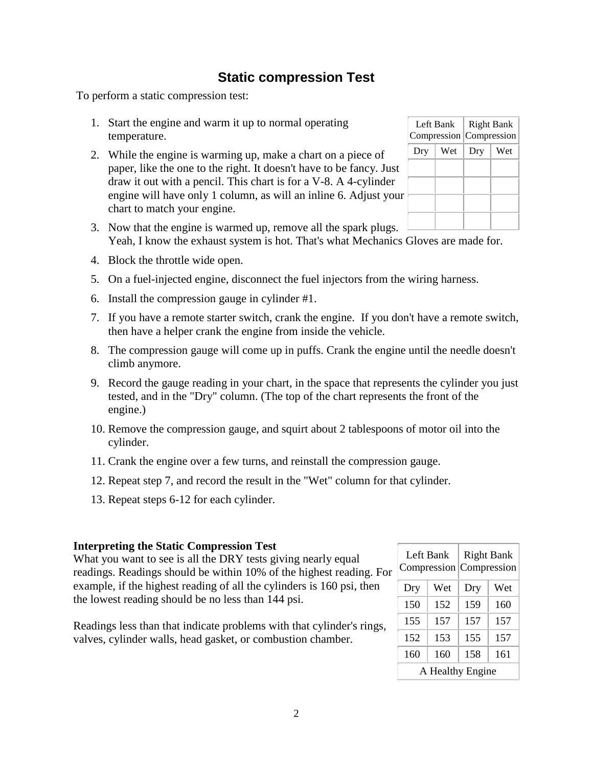## Static compression Test

To perform a static compression test:

1. Start the engine and warm it up to normal operating temperature.
2. While the engine is warming up, make a chart on a piece of paper, like the one to the right. It doesn't have to be fancy. Just draw it out with a pencil. This chart is for a V-8. A 4-cylinder engine will have only 1 column, as will an inline 6. Adjust your chart to match your engine.

| Left Bank Compression | | Right Bank Compression | |
|---|---|---|---|
| Dry | Wet | Dry | Wet |
| | | | |
| | | | |
| | | | |
| | | | |

3. Now that the engine is warmed up, remove all the spark plugs. Yeah, I know the exhaust system is hot. That's what Mechanics Gloves are made for.
4. Block the throttle wide open.
5. On a fuel-injected engine, disconnect the fuel injectors from the wiring harness.
6. Install the compression gauge in cylinder #1.
7. If you have a remote starter switch, crank the engine. If you don't have a remote switch, then have a helper crank the engine from inside the vehicle.
8. The compression gauge will come up in puffs. Crank the engine until the needle doesn't climb anymore.
9. Record the gauge reading in your chart, in the space that represents the cylinder you just tested, and in the "Dry" column. (The top of the chart represents the front of the engine.)
10. Remove the compression gauge, and squirt about 2 tablespoons of motor oil into the cylinder.
11. Crank the engine over a few turns, and reinstall the compression gauge.
12. Repeat step 7, and record the result in the "Wet" column for that cylinder.
13. Repeat steps 6-12 for each cylinder.

**Interpreting the Static Compression Test**

What you want to see is all the DRY tests giving nearly equal readings. Readings should be within 10% of the highest reading. For example, if the highest reading of all the cylinders is 160 psi, then the lowest reading should be no less than 144 psi.

Readings less than that indicate problems with that cylinder's rings, valves, cylinder walls, head gasket, or combustion chamber.

| Left Bank Compression | | Right Bank Compression | |
|---|---|---|---|
| Dry | Wet | Dry | Wet |
| 150 | 152 | 159 | 160 |
| 155 | 157 | 157 | 157 |
| 152 | 153 | 155 | 157 |
| 160 | 160 | 158 | 161 |

A Healthy Engine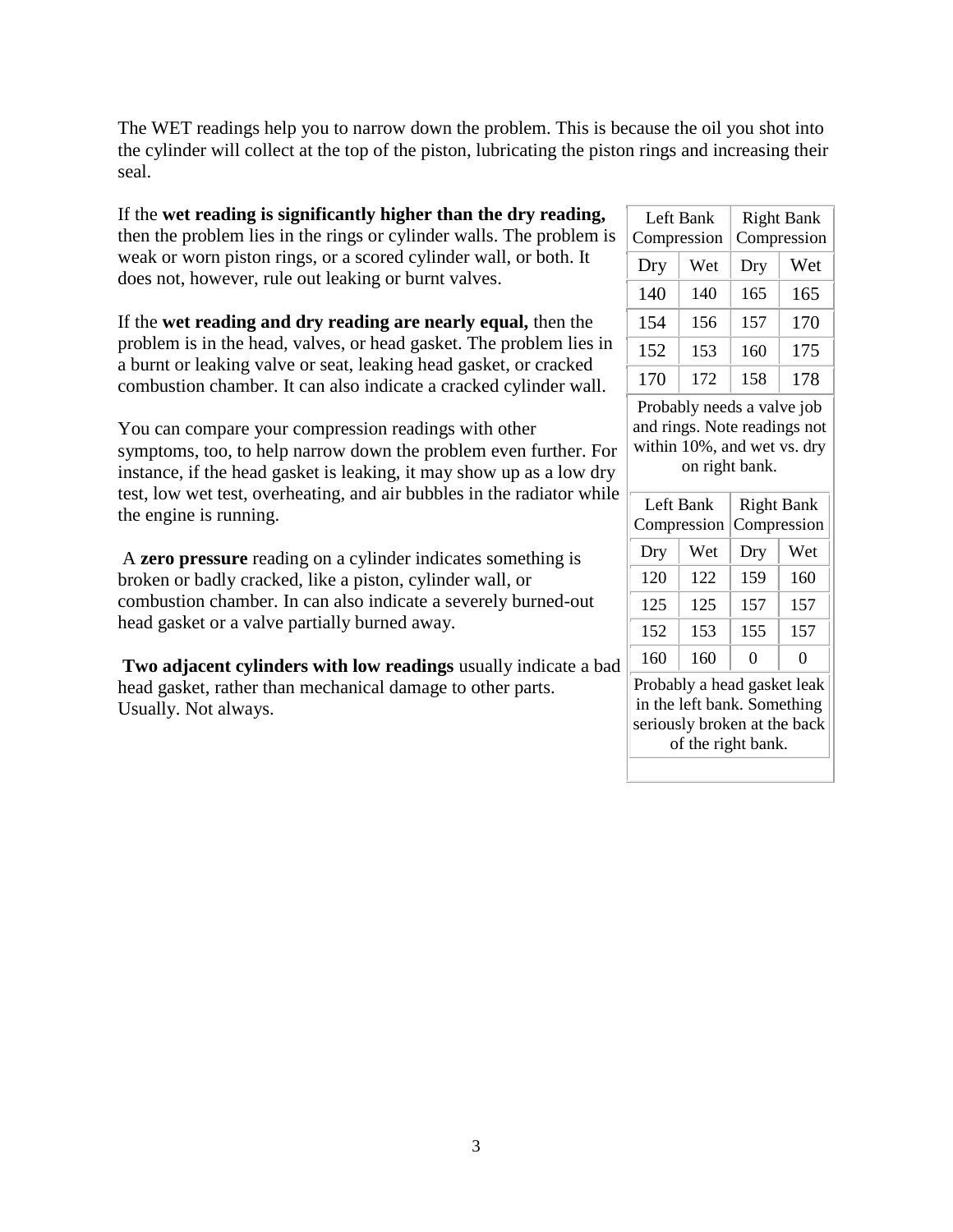The WET readings help you to narrow down the problem. This is because the oil you shot into the cylinder will collect at the top of the piston, lubricating the piston rings and increasing their seal.

If the **wet reading is significantly higher than the dry reading,** then the problem lies in the rings or cylinder walls. The problem is weak or worn piston rings, or a scored cylinder wall, or both. It does not, however, rule out leaking or burnt valves.

If the **wet reading and dry reading are nearly equal,** then the problem is in the head, valves, or head gasket. The problem lies in a burnt or leaking valve or seat, leaking head gasket, or cracked combustion chamber. It can also indicate a cracked cylinder wall.

You can compare your compression readings with other symptoms, too, to help narrow down the problem even further. For instance, if the head gasket is leaking, it may show up as a low dry test, low wet test, overheating, and air bubbles in the radiator while the engine is running.

A **zero pressure** reading on a cylinder indicates something is broken or badly cracked, like a piston, cylinder wall, or combustion chamber. In can also indicate a severely burned-out head gasket or a valve partially burned away.

**Two adjacent cylinders with low readings** usually indicate a bad head gasket, rather than mechanical damage to other parts. Usually. Not always.

| Left Bank Compression | | Right Bank Compression | |
|---|---|---|---|
| Dry | Wet | Dry | Wet |
| 140 | 140 | 165 | 165 |
| 154 | 156 | 157 | 170 |
| 152 | 153 | 160 | 175 |
| 170 | 172 | 158 | 178 |

Probably needs a valve job and rings. Note readings not within 10%, and wet vs. dry on right bank.

| Left Bank Compression | | Right Bank Compression | |
|---|---|---|---|
| Dry | Wet | Dry | Wet |
| 120 | 122 | 159 | 160 |
| 125 | 125 | 157 | 157 |
| 152 | 153 | 155 | 157 |
| 160 | 160 | 0 | 0 |

Probably a head gasket leak in the left bank. Something seriously broken at the back of the right bank.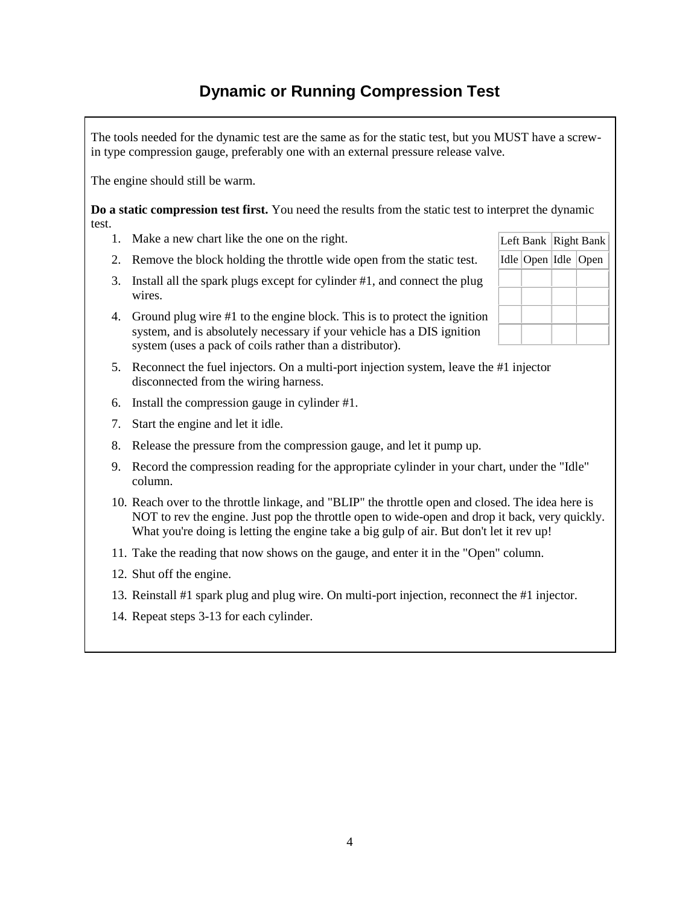# Dynamic or Running Compression Test

The tools needed for the dynamic test are the same as for the static test, but you MUST have a screw-in type compression gauge, preferably one with an external pressure release valve.

The engine should still be warm.

**Do a static compression test first.** You need the results from the static test to interpret the dynamic test.

| Left Bank | | Right Bank | |
|---|---|---|---|
| Idle | Open | Idle | Open |
| | | | |
| | | | |
| | | | |
| | | | |

1. Make a new chart like the one on the right.
2. Remove the block holding the throttle wide open from the static test.
3. Install all the spark plugs except for cylinder #1, and connect the plug wires.
4. Ground plug wire #1 to the engine block. This is to protect the ignition system, and is absolutely necessary if your vehicle has a DIS ignition system (uses a pack of coils rather than a distributor).
5. Reconnect the fuel injectors. On a multi-port injection system, leave the #1 injector disconnected from the wiring harness.
6. Install the compression gauge in cylinder #1.
7. Start the engine and let it idle.
8. Release the pressure from the compression gauge, and let it pump up.
9. Record the compression reading for the appropriate cylinder in your chart, under the "Idle" column.
10. Reach over to the throttle linkage, and "BLIP" the throttle open and closed. The idea here is NOT to rev the engine. Just pop the throttle open to wide-open and drop it back, very quickly. What you're doing is letting the engine take a big gulp of air. But don't let it rev up!
11. Take the reading that now shows on the gauge, and enter it in the "Open" column.
12. Shut off the engine.
13. Reinstall #1 spark plug and plug wire. On multi-port injection, reconnect the #1 injector.
14. Repeat steps 3-13 for each cylinder.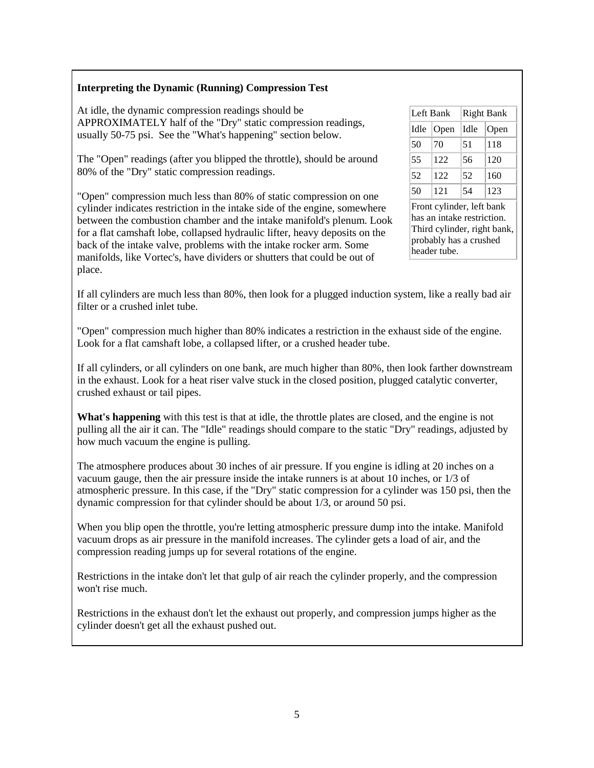**Interpreting the Dynamic (Running) Compression Test**

At idle, the dynamic compression readings should be APPROXIMATELY half of the "Dry" static compression readings, usually 50-75 psi. See the "What's happening" section below.

The "Open" readings (after you blipped the throttle), should be around 80% of the "Dry" static compression readings.

"Open" compression much less than 80% of static compression on one cylinder indicates restriction in the intake side of the engine, somewhere between the combustion chamber and the intake manifold's plenum. Look for a flat camshaft lobe, collapsed hydraulic lifter, heavy deposits on the back of the intake valve, problems with the intake rocker arm. Some manifolds, like Vortec's, have dividers or shutters that could be out of place.

| Left Bank | | Right Bank | |
|---|---|---|---|
| Idle | Open | Idle | Open |
| 50 | 70 | 51 | 118 |
| 55 | 122 | 56 | 120 |
| 52 | 122 | 52 | 160 |
| 50 | 121 | 54 | 123 |

Front cylinder, left bank has an intake restriction. Third cylinder, right bank, probably has a crushed header tube.

If all cylinders are much less than 80%, then look for a plugged induction system, like a really bad air filter or a crushed inlet tube.

"Open" compression much higher than 80% indicates a restriction in the exhaust side of the engine. Look for a flat camshaft lobe, a collapsed lifter, or a crushed header tube.

If all cylinders, or all cylinders on one bank, are much higher than 80%, then look farther downstream in the exhaust. Look for a heat riser valve stuck in the closed position, plugged catalytic converter, crushed exhaust or tail pipes.

**What's happening** with this test is that at idle, the throttle plates are closed, and the engine is not pulling all the air it can. The "Idle" readings should compare to the static "Dry" readings, adjusted by how much vacuum the engine is pulling.

The atmosphere produces about 30 inches of air pressure. If you engine is idling at 20 inches on a vacuum gauge, then the air pressure inside the intake runners is at about 10 inches, or 1/3 of atmospheric pressure. In this case, if the "Dry" static compression for a cylinder was 150 psi, then the dynamic compression for that cylinder should be about 1/3, or around 50 psi.

When you blip open the throttle, you're letting atmospheric pressure dump into the intake. Manifold vacuum drops as air pressure in the manifold increases. The cylinder gets a load of air, and the compression reading jumps up for several rotations of the engine.

Restrictions in the intake don't let that gulp of air reach the cylinder properly, and the compression won't rise much.

Restrictions in the exhaust don't let the exhaust out properly, and compression jumps higher as the cylinder doesn't get all the exhaust pushed out.